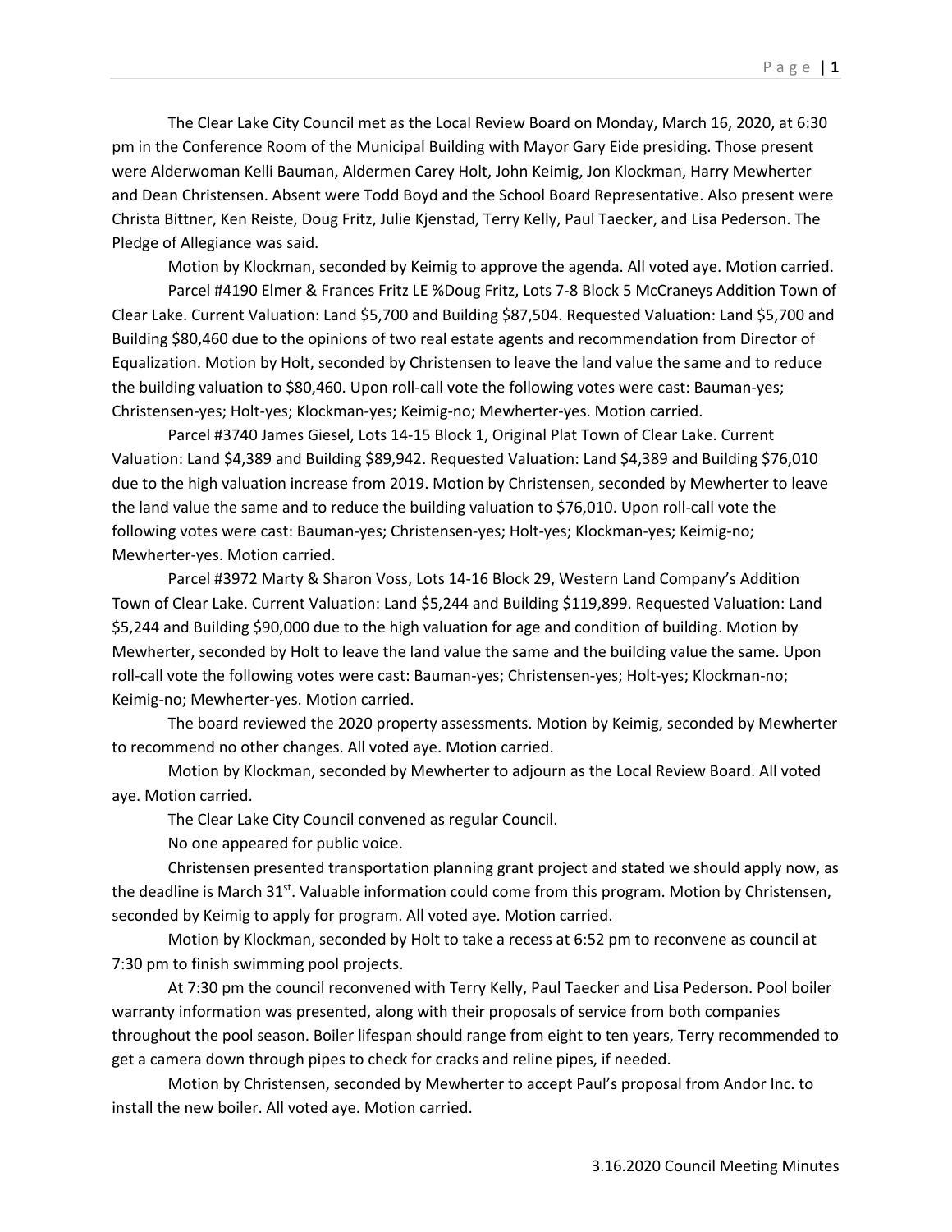The Clear Lake City Council met as the Local Review Board on Monday, March 16, 2020, at 6:30 pm in the Conference Room of the Municipal Building with Mayor Gary Eide presiding. Those present were Alderwoman Kelli Bauman, Aldermen Carey Holt, John Keimig, Jon Klockman, Harry Mewherter and Dean Christensen. Absent were Todd Boyd and the School Board Representative. Also present were Christa Bittner, Ken Reiste, Doug Fritz, Julie Kjenstad, Terry Kelly, Paul Taecker, and Lisa Pederson. The Pledge of Allegiance was said.

Motion by Klockman, seconded by Keimig to approve the agenda. All voted aye. Motion carried.

Parcel #4190 Elmer & Frances Fritz LE %Doug Fritz, Lots 7-8 Block 5 McCraneys Addition Town of Clear Lake. Current Valuation: Land $5,700 and Building $87,504. Requested Valuation: Land $5,700 and Building $80,460 due to the opinions of two real estate agents and recommendation from Director of Equalization. Motion by Holt, seconded by Christensen to leave the land value the same and to reduce the building valuation to $80,460. Upon roll-call vote the following votes were cast: Bauman-yes; Christensen-yes; Holt-yes; Klockman-yes; Keimig-no; Mewherter-yes. Motion carried.

Parcel #3740 James Giesel, Lots 14-15 Block 1, Original Plat Town of Clear Lake. Current Valuation: Land $4,389 and Building $89,942. Requested Valuation: Land $4,389 and Building $76,010 due to the high valuation increase from 2019. Motion by Christensen, seconded by Mewherter to leave the land value the same and to reduce the building valuation to $76,010. Upon roll-call vote the following votes were cast: Bauman-yes; Christensen-yes; Holt-yes; Klockman-yes; Keimig-no; Mewherter-yes. Motion carried.

Parcel #3972 Marty & Sharon Voss, Lots 14-16 Block 29, Western Land Company's Addition Town of Clear Lake. Current Valuation: Land $5,244 and Building $119,899. Requested Valuation: Land $5,244 and Building $90,000 due to the high valuation for age and condition of building. Motion by Mewherter, seconded by Holt to leave the land value the same and the building value the same. Upon roll-call vote the following votes were cast: Bauman-yes; Christensen-yes; Holt-yes; Klockman-no; Keimig-no; Mewherter-yes. Motion carried.

The board reviewed the 2020 property assessments. Motion by Keimig, seconded by Mewherter to recommend no other changes. All voted aye. Motion carried.

Motion by Klockman, seconded by Mewherter to adjourn as the Local Review Board. All voted aye. Motion carried.

The Clear Lake City Council convened as regular Council.

No one appeared for public voice.

Christensen presented transportation planning grant project and stated we should apply now, as the deadline is March 31st. Valuable information could come from this program. Motion by Christensen, seconded by Keimig to apply for program. All voted aye. Motion carried.

Motion by Klockman, seconded by Holt to take a recess at 6:52 pm to reconvene as council at 7:30 pm to finish swimming pool projects.

At 7:30 pm the council reconvened with Terry Kelly, Paul Taecker and Lisa Pederson. Pool boiler warranty information was presented, along with their proposals of service from both companies throughout the pool season. Boiler lifespan should range from eight to ten years, Terry recommended to get a camera down through pipes to check for cracks and reline pipes, if needed.

Motion by Christensen, seconded by Mewherter to accept Paul's proposal from Andor Inc. to install the new boiler. All voted aye. Motion carried.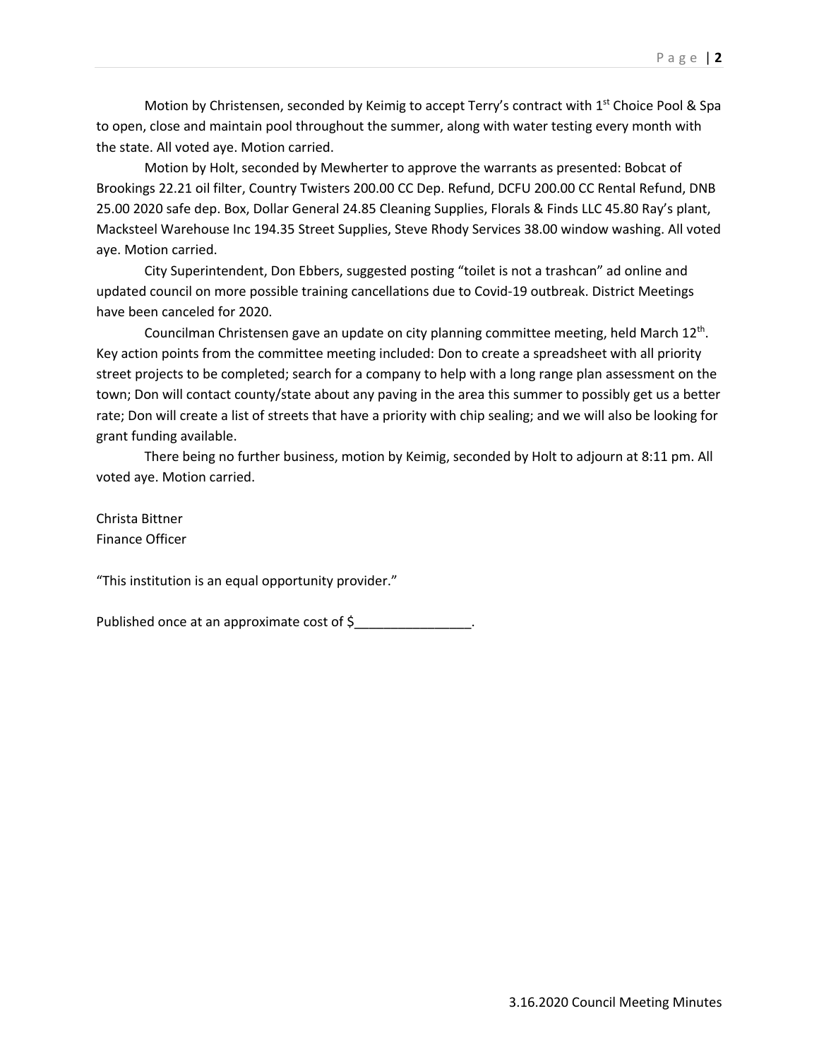Motion by Christensen, seconded by Keimig to accept Terry's contract with 1st Choice Pool & Spa to open, close and maintain pool throughout the summer, along with water testing every month with the state. All voted aye. Motion carried.

Motion by Holt, seconded by Mewherter to approve the warrants as presented: Bobcat of Brookings 22.21 oil filter, Country Twisters 200.00 CC Dep. Refund, DCFU 200.00 CC Rental Refund, DNB 25.00 2020 safe dep. Box, Dollar General 24.85 Cleaning Supplies, Florals & Finds LLC 45.80 Ray's plant, Macksteel Warehouse Inc 194.35 Street Supplies, Steve Rhody Services 38.00 window washing. All voted aye. Motion carried.

City Superintendent, Don Ebbers, suggested posting "toilet is not a trashcan" ad online and updated council on more possible training cancellations due to Covid-19 outbreak. District Meetings have been canceled for 2020.

Councilman Christensen gave an update on city planning committee meeting, held March 12th. Key action points from the committee meeting included: Don to create a spreadsheet with all priority street projects to be completed; search for a company to help with a long range plan assessment on the town; Don will contact county/state about any paving in the area this summer to possibly get us a better rate; Don will create a list of streets that have a priority with chip sealing; and we will also be looking for grant funding available.

There being no further business, motion by Keimig, seconded by Holt to adjourn at 8:11 pm. All voted aye. Motion carried.

Christa Bittner
Finance Officer

"This institution is an equal opportunity provider."

Published once at an approximate cost of $________________.